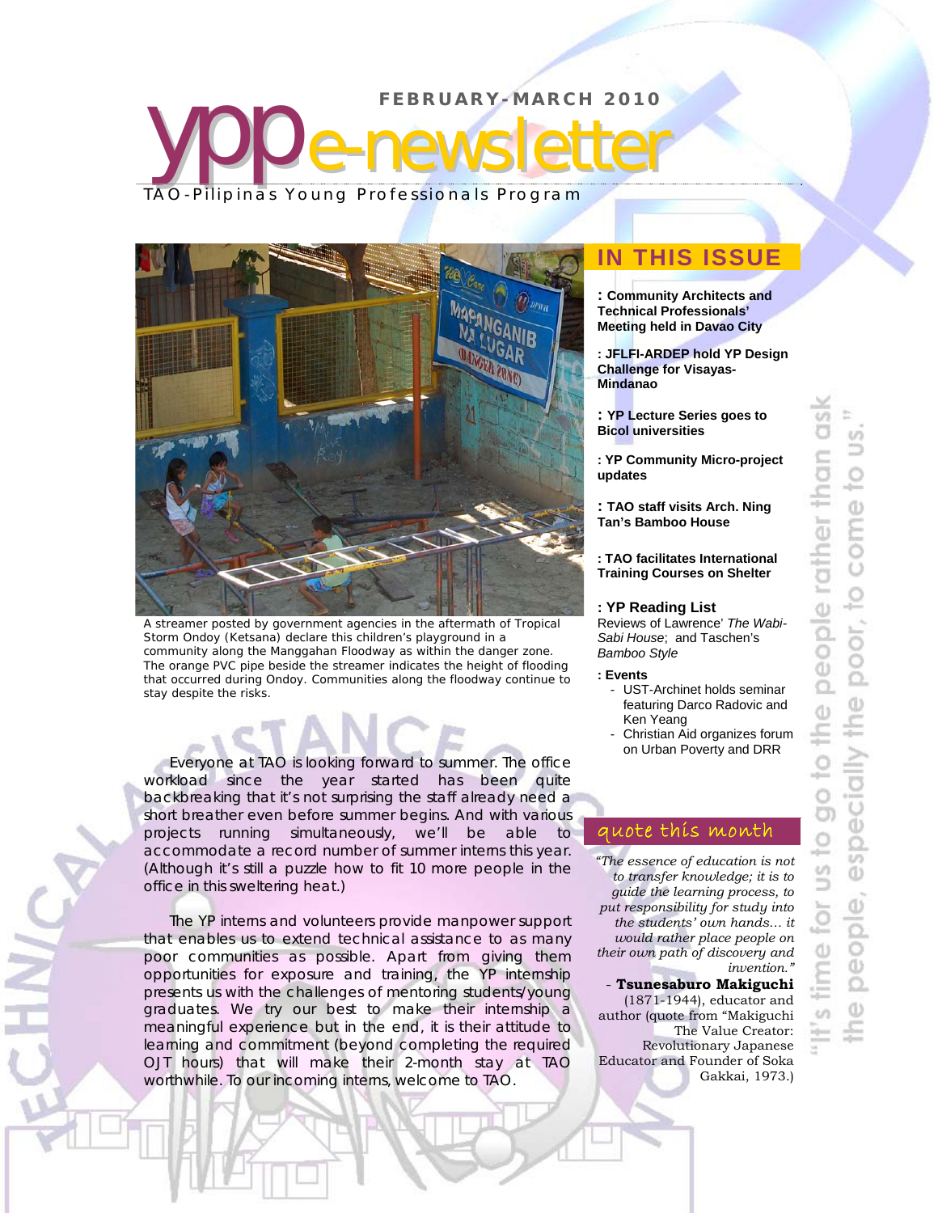# ypp e-newsletter

**FEBRUARY-MARCH 2010**

TAO-Pilipinas Young Professionals Program

A streamer posted by government agencies in the aftermath of Tropical Storm Ondoy (Ketsana) declare this children's playground in a community along the Manggahan Floodway as within the danger zone. The orange PVC pipe beside the streamer indicates the height of flooding that occurred during Ondoy. Communities along the floodway continue to stay despite the risks.

Everyone at TAO is looking forward to summer. The office workload since the year started has been quite backbreaking that it's not surprising the staff already need a short breather even before summer begins. And with various projects running simultaneously, we'll be able to accommodate a record number of summer interns this year. (Although it's still a puzzle how to fit 10 more people in the office in this sweltering heat.)

The YP interns and volunteers provide manpower support that enables us to extend technical assistance to as many poor communities as possible. Apart from giving them opportunities for exposure and training, the YP internship presents us with the challenges of mentoring students/young graduates. We try our best to make their internship a meaningful experience but in the end, it is their attitude to learning and commitment (beyond completing the required OJT hours) that will make their 2-month stay at TAO worthwhile. To our incoming interns, welcome to TAO.

## IN THIS ISSUE

**: Community Architects and Technical Professionals' Meeting held in Davao City**

**: JFLFI-ARDEP hold YP Design Challenge for Visayas-Mindanao**

**: YP Lecture Series goes to Bicol universities**

**: YP Community Micro-project updates**

**: TAO staff visits Arch. Ning Tan's Bamboo House**

**: TAO facilitates International Training Courses on Shelter**

**: YP Reading List**
Reviews of Lawrence' *The Wabi-Sabi House*; and Taschen's *Bamboo Style*

**: Events**

- UST-Archinet holds seminar featuring Darco Radovic and Ken Yeang
- Christian Aid organizes forum on Urban Poverty and DRR

## quote this month

*"The essence of education is not to transfer knowledge; it is to guide the learning process, to put responsibility for study into the students' own hands... it would rather place people on their own path of discovery and invention."*

- **Tsunesaburo Makiguchi** (1871-1944), educator and author (quote from "Makiguchi The Value Creator: Revolutionary Japanese Educator and Founder of Soka Gakkai, 1973.)

"It's time for us to go to the people rather than ask the people, especially the poor, to come to us."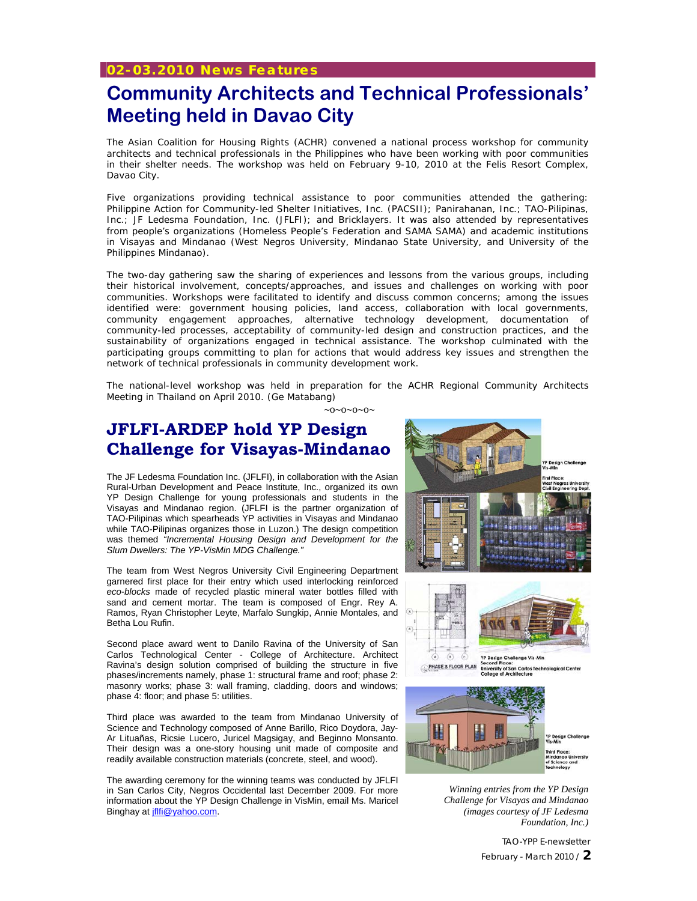**02-03.2010 News Features**

# Community Architects and Technical Professionals' Meeting held in Davao City

The Asian Coalition for Housing Rights (ACHR) convened a national process workshop for community architects and technical professionals in the Philippines who have been working with poor communities in their shelter needs. The workshop was held on February 9-10, 2010 at the Felis Resort Complex, Davao City.

Five organizations providing technical assistance to poor communities attended the gathering: Philippine Action for Community-led Shelter Initiatives, Inc. (PACSII); Panirahanan, Inc.; TAO-Pilipinas, Inc.; JF Ledesma Foundation, Inc. (JFLFI); and Bricklayers. It was also attended by representatives from people's organizations (Homeless People's Federation and SAMA SAMA) and academic institutions in Visayas and Mindanao (West Negros University, Mindanao State University, and University of the Philippines Mindanao).

The two-day gathering saw the sharing of experiences and lessons from the various groups, including their historical involvement, concepts/approaches, and issues and challenges on working with poor communities. Workshops were facilitated to identify and discuss common concerns; among the issues identified were: government housing policies, land access, collaboration with local governments, community engagement approaches, alternative technology development, documentation of community-led processes, acceptability of community-led design and construction practices, and the sustainability of organizations engaged in technical assistance. The workshop culminated with the participating groups committing to plan for actions that would address key issues and strengthen the network of technical professionals in community development work.

The national-level workshop was held in preparation for the ACHR Regional Community Architects Meeting in Thailand on April 2010. (Ge Matabang)

~o~o~o~o~

# JFLFI-ARDEP hold YP Design Challenge for Visayas-Mindanao

The JF Ledesma Foundation Inc. (JFLFI), in collaboration with the Asian Rural-Urban Development and Peace Institute, Inc., organized its own YP Design Challenge for young professionals and students in the Visayas and Mindanao region. (JFLFI is the partner organization of TAO-Pilipinas which spearheads YP activities in Visayas and Mindanao while TAO-Pilipinas organizes those in Luzon.) The design competition was themed *"Incremental Housing Design and Development for the Slum Dwellers: The YP-VisMin MDG Challenge."*

The team from West Negros University Civil Engineering Department garnered first place for their entry which used interlocking reinforced *eco-blocks* made of recycled plastic mineral water bottles filled with sand and cement mortar. The team is composed of Engr. Rey A. Ramos, Ryan Christopher Leyte, Marfalo Sungkip, Annie Montales, and Betha Lou Rufin.

Second place award went to Danilo Ravina of the University of San Carlos Technological Center - College of Architecture. Architect Ravina's design solution comprised of building the structure in five phases/increments namely, phase 1: structural frame and roof; phase 2: masonry works; phase 3: wall framing, cladding, doors and windows; phase 4: floor; and phase 5: utilities.

Third place was awarded to the team from Mindanao University of Science and Technology composed of Anne Barillo, Rico Doydora, Jay-Ar Lituañas, Ricsie Lucero, Juricel Magsigay, and Beginno Monsanto. Their design was a one-story housing unit made of composite and readily available construction materials (concrete, steel, and wood).

The awarding ceremony for the winning teams was conducted by JFLFI in San Carlos City, Negros Occidental last December 2009. For more information about the YP Design Challenge in VisMin, email Ms. Maricel Binghay at jflfi@yahoo.com.

*Winning entries from the YP Design Challenge for Visayas and Mindanao (images courtesy of JF Ledesma Foundation, Inc.)*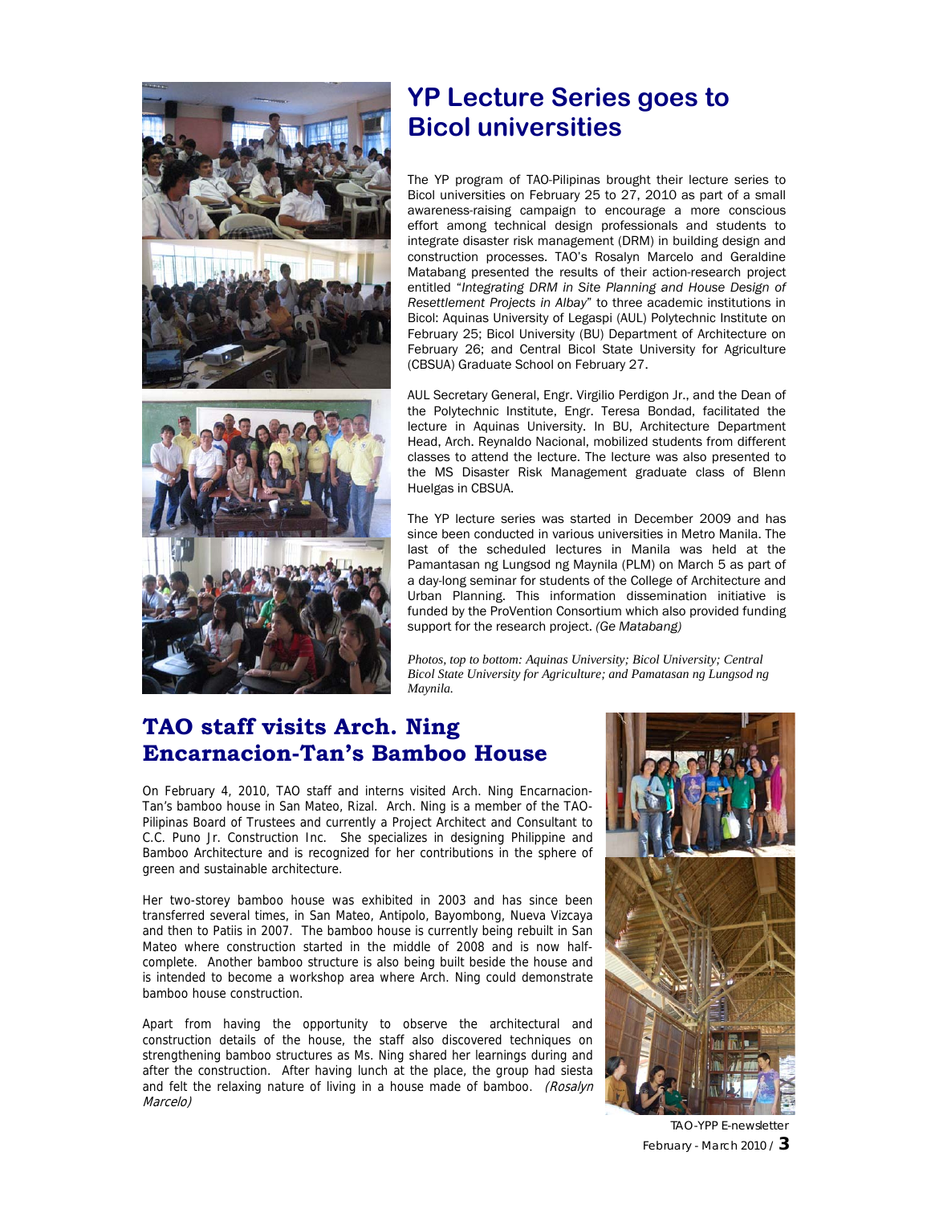## YP Lecture Series goes to Bicol universities

The YP program of TAO-Pilipinas brought their lecture series to Bicol universities on February 25 to 27, 2010 as part of a small awareness-raising campaign to encourage a more conscious effort among technical design professionals and students to integrate disaster risk management (DRM) in building design and construction processes. TAO's Rosalyn Marcelo and Geraldine Matabang presented the results of their action-research project entitled "*Integrating DRM in Site Planning and House Design of Resettlement Projects in Albay*" to three academic institutions in Bicol: Aquinas University of Legaspi (AUL) Polytechnic Institute on February 25; Bicol University (BU) Department of Architecture on February 26; and Central Bicol State University for Agriculture (CBSUA) Graduate School on February 27.

AUL Secretary General, Engr. Virgilio Perdigon Jr., and the Dean of the Polytechnic Institute, Engr. Teresa Bondad, facilitated the lecture in Aquinas University. In BU, Architecture Department Head, Arch. Reynaldo Nacional, mobilized students from different classes to attend the lecture. The lecture was also presented to the MS Disaster Risk Management graduate class of Blenn Huelgas in CBSUA.

The YP lecture series was started in December 2009 and has since been conducted in various universities in Metro Manila. The last of the scheduled lectures in Manila was held at the Pamantasan ng Lungsod ng Maynila (PLM) on March 5 as part of a day-long seminar for students of the College of Architecture and Urban Planning. This information dissemination initiative is funded by the ProVention Consortium which also provided funding support for the research project. *(Ge Matabang)*

*Photos, top to bottom: Aquinas University; Bicol University; Central Bicol State University for Agriculture; and Pamatasan ng Lungsod ng Maynila.*

## TAO staff visits Arch. Ning Encarnacion-Tan's Bamboo House

On February 4, 2010, TAO staff and interns visited Arch. Ning Encarnacion-Tan's bamboo house in San Mateo, Rizal. Arch. Ning is a member of the TAO-Pilipinas Board of Trustees and currently a Project Architect and Consultant to C.C. Puno Jr. Construction Inc. She specializes in designing Philippine and Bamboo Architecture and is recognized for her contributions in the sphere of green and sustainable architecture.

Her two-storey bamboo house was exhibited in 2003 and has since been transferred several times, in San Mateo, Antipolo, Bayombong, Nueva Vizcaya and then to Patiis in 2007. The bamboo house is currently being rebuilt in San Mateo where construction started in the middle of 2008 and is now half-complete. Another bamboo structure is also being built beside the house and is intended to become a workshop area where Arch. Ning could demonstrate bamboo house construction.

Apart from having the opportunity to observe the architectural and construction details of the house, the staff also discovered techniques on strengthening bamboo structures as Ms. Ning shared her learnings during and after the construction. After having lunch at the place, the group had siesta and felt the relaxing nature of living in a house made of bamboo. *(Rosalyn Marcelo)*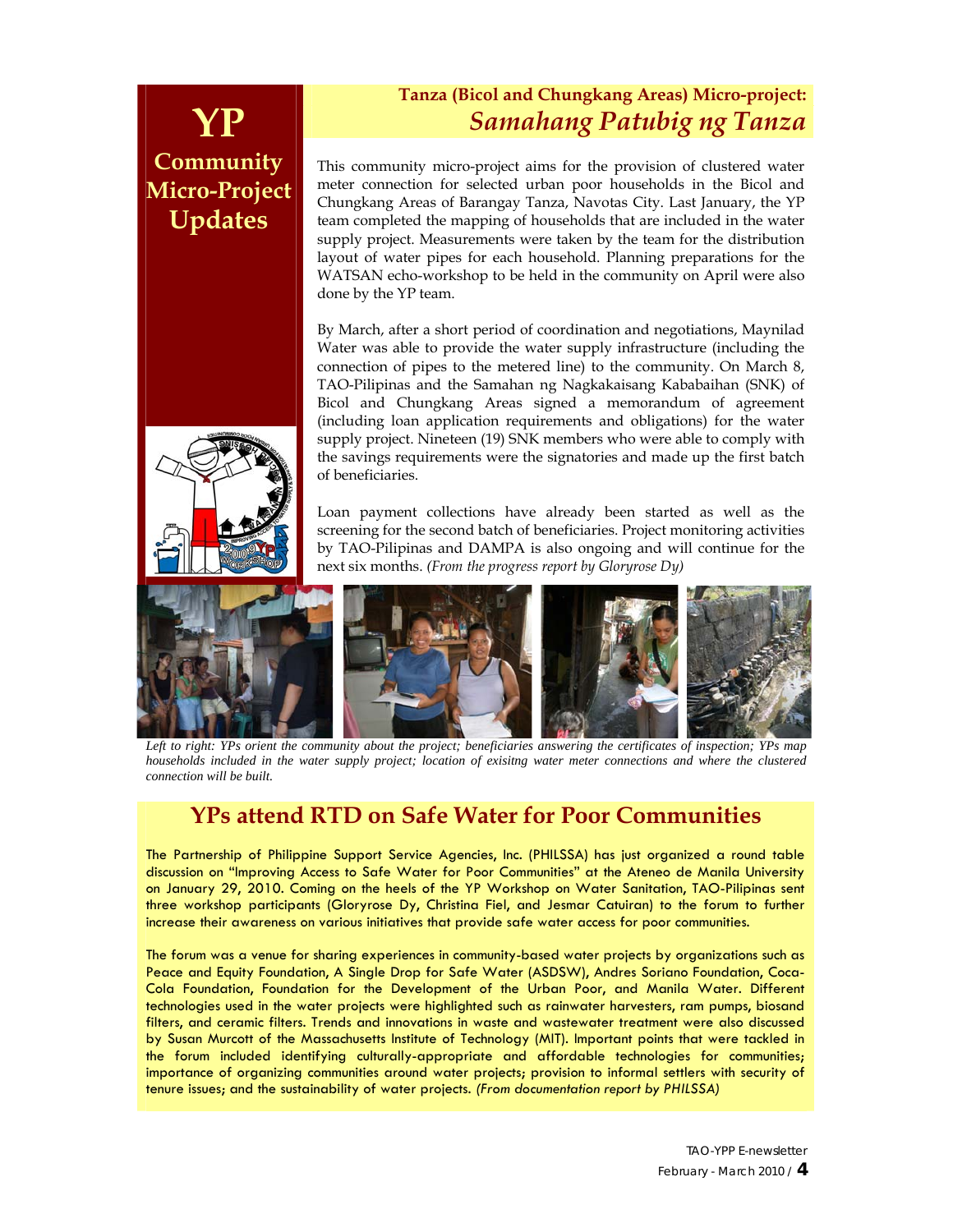# YP Community Micro-Project Updates

## Tanza (Bicol and Chungkang Areas) Micro-project: *Samahang Patubig ng Tanza*

This community micro-project aims for the provision of clustered water meter connection for selected urban poor households in the Bicol and Chungkang Areas of Barangay Tanza, Navotas City. Last January, the YP team completed the mapping of households that are included in the water supply project. Measurements were taken by the team for the distribution layout of water pipes for each household. Planning preparations for the WATSAN echo-workshop to be held in the community on April were also done by the YP team.

By March, after a short period of coordination and negotiations, Maynilad Water was able to provide the water supply infrastructure (including the connection of pipes to the metered line) to the community. On March 8, TAO-Pilipinas and the Samahan ng Nagkakaisang Kababaihan (SNK) of Bicol and Chungkang Areas signed a memorandum of agreement (including loan application requirements and obligations) for the water supply project. Nineteen (19) SNK members who were able to comply with the savings requirements were the signatories and made up the first batch of beneficiaries.

Loan payment collections have already been started as well as the screening for the second batch of beneficiaries. Project monitoring activities by TAO-Pilipinas and DAMPA is also ongoing and will continue for the next six months. *(From the progress report by Gloryrose Dy)*

*Left to right: YPs orient the community about the project; beneficiaries answering the certificates of inspection; YPs map households included in the water supply project; location of exisitng water meter connections and where the clustered connection will be built.*

## YPs attend RTD on Safe Water for Poor Communities

The Partnership of Philippine Support Service Agencies, Inc. (PHILSSA) has just organized a round table discussion on "Improving Access to Safe Water for Poor Communities" at the Ateneo de Manila University on January 29, 2010. Coming on the heels of the YP Workshop on Water Sanitation, TAO-Pilipinas sent three workshop participants (Gloryrose Dy, Christina Fiel, and Jesmar Catuiran) to the forum to further increase their awareness on various initiatives that provide safe water access for poor communities.

The forum was a venue for sharing experiences in community-based water projects by organizations such as Peace and Equity Foundation, A Single Drop for Safe Water (ASDSW), Andres Soriano Foundation, Coca-Cola Foundation, Foundation for the Development of the Urban Poor, and Manila Water. Different technologies used in the water projects were highlighted such as rainwater harvesters, ram pumps, biosand filters, and ceramic filters. Trends and innovations in waste and wastewater treatment were also discussed by Susan Murcott of the Massachusetts Institute of Technology (MIT). Important points that were tackled in the forum included identifying culturally-appropriate and affordable technologies for communities; importance of organizing communities around water projects; provision to informal settlers with security of tenure issues; and the sustainability of water projects. *(From documentation report by PHILSSA)*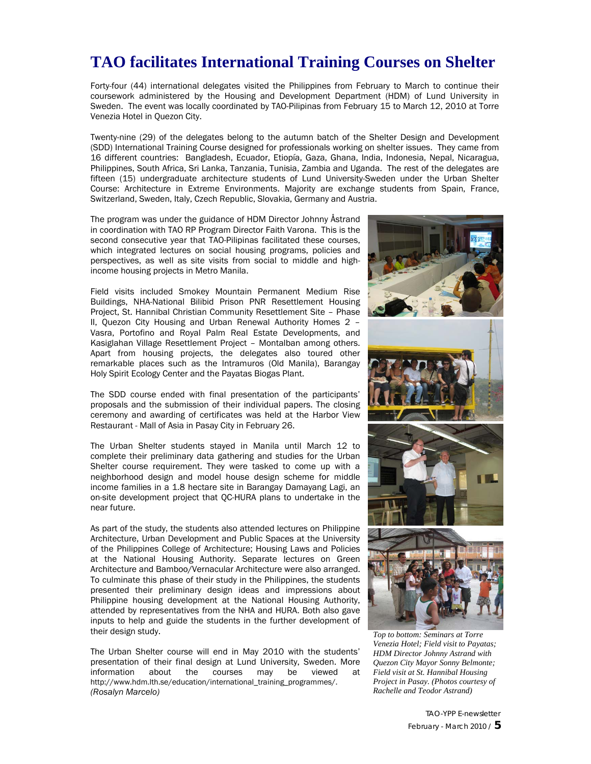# TAO facilitates International Training Courses on Shelter

Forty-four (44) international delegates visited the Philippines from February to March to continue their coursework administered by the Housing and Development Department (HDM) of Lund University in Sweden. The event was locally coordinated by TAO-Pilipinas from February 15 to March 12, 2010 at Torre Venezia Hotel in Quezon City.

Twenty-nine (29) of the delegates belong to the autumn batch of the Shelter Design and Development (SDD) International Training Course designed for professionals working on shelter issues. They came from 16 different countries: Bangladesh, Ecuador, Etiopía, Gaza, Ghana, India, Indonesia, Nepal, Nicaragua, Philippines, South Africa, Sri Lanka, Tanzania, Tunisia, Zambia and Uganda. The rest of the delegates are fifteen (15) undergraduate architecture students of Lund University-Sweden under the Urban Shelter Course: Architecture in Extreme Environments. Majority are exchange students from Spain, France, Switzerland, Sweden, Italy, Czech Republic, Slovakia, Germany and Austria.

The program was under the guidance of HDM Director Johnny Åstrand in coordination with TAO RP Program Director Faith Varona. This is the second consecutive year that TAO-Pilipinas facilitated these courses, which integrated lectures on social housing programs, policies and perspectives, as well as site visits from social to middle and high-income housing projects in Metro Manila.

Field visits included Smokey Mountain Permanent Medium Rise Buildings, NHA-National Bilibid Prison PNR Resettlement Housing Project, St. Hannibal Christian Community Resettlement Site – Phase II, Quezon City Housing and Urban Renewal Authority Homes 2 – Vasra, Portofino and Royal Palm Real Estate Developments, and Kasiglahan Village Resettlement Project – Montalban among others. Apart from housing projects, the delegates also toured other remarkable places such as the Intramuros (Old Manila), Barangay Holy Spirit Ecology Center and the Payatas Biogas Plant.

The SDD course ended with final presentation of the participants' proposals and the submission of their individual papers. The closing ceremony and awarding of certificates was held at the Harbor View Restaurant - Mall of Asia in Pasay City in February 26.

The Urban Shelter students stayed in Manila until March 12 to complete their preliminary data gathering and studies for the Urban Shelter course requirement. They were tasked to come up with a neighborhood design and model house design scheme for middle income families in a 1.8 hectare site in Barangay Damayang Lagi, an on-site development project that QC-HURA plans to undertake in the near future.

As part of the study, the students also attended lectures on Philippine Architecture, Urban Development and Public Spaces at the University of the Philippines College of Architecture; Housing Laws and Policies at the National Housing Authority. Separate lectures on Green Architecture and Bamboo/Vernacular Architecture were also arranged. To culminate this phase of their study in the Philippines, the students presented their preliminary design ideas and impressions about Philippine housing development at the National Housing Authority, attended by representatives from the NHA and HURA. Both also gave inputs to help and guide the students in the further development of their design study.

The Urban Shelter course will end in May 2010 with the students' presentation of their final design at Lund University, Sweden. More information about the courses may be viewed at http://www.hdm.lth.se/education/international_training_programmes/. *(Rosalyn Marcelo)*

*Top to bottom: Seminars at Torre Venezia Hotel; Field visit to Payatas; HDM Director Johnny Astrand with Quezon City Mayor Sonny Belmonte; Field visit at St. Hannibal Housing Project in Pasay. (Photos courtesy of Rachelle and Teodor Astrand)*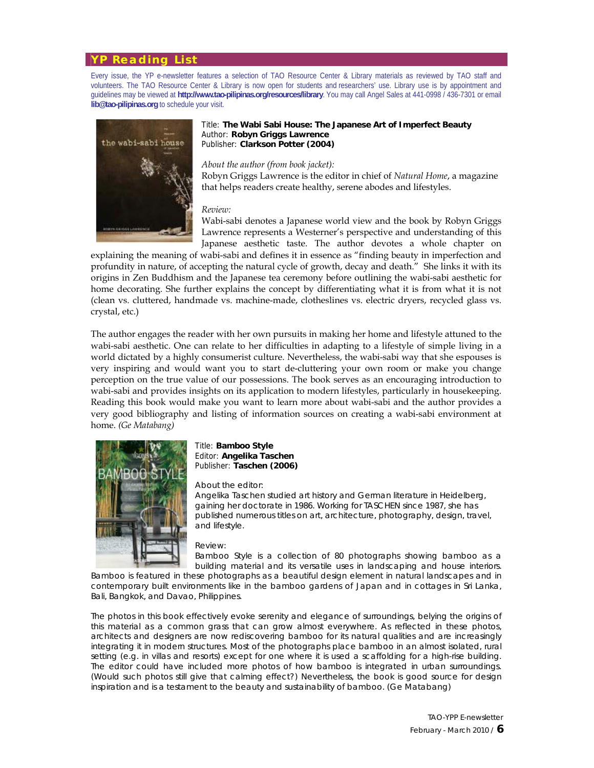## YP Reading List

Every issue, the YP e-newsletter features a selection of TAO Resource Center & Library materials as reviewed by TAO staff and volunteers. The TAO Resource Center & Library is now open for students and researchers' use. Library use is by appointment and guidelines may be viewed at **http://www.tao-pilipinas.org/resources/library**. You may call Angel Sales at 441-0998 / 436-7301 or email **lib@tao-pilipinas.org** to schedule your visit.

Title: **The Wabi Sabi House: The Japanese Art of Imperfect Beauty**
Author: **Robyn Griggs Lawrence**
Publisher: **Clarkson Potter (2004)**

*About the author (from book jacket):*
Robyn Griggs Lawrence is the editor in chief of *Natural Home*, a magazine that helps readers create healthy, serene abodes and lifestyles.

*Review:*
Wabi-sabi denotes a Japanese world view and the book by Robyn Griggs Lawrence represents a Westerner's perspective and understanding of this Japanese aesthetic taste. The author devotes a whole chapter on explaining the meaning of wabi-sabi and defines it in essence as "finding beauty in imperfection and profundity in nature, of accepting the natural cycle of growth, decay and death." She links it with its origins in Zen Buddhism and the Japanese tea ceremony before outlining the wabi-sabi aesthetic for home decorating. She further explains the concept by differentiating what it is from what it is not (clean vs. cluttered, handmade vs. machine-made, clotheslines vs. electric dryers, recycled glass vs. crystal, etc.)

The author engages the reader with her own pursuits in making her home and lifestyle attuned to the wabi-sabi aesthetic. One can relate to her difficulties in adapting to a lifestyle of simple living in a world dictated by a highly consumerist culture. Nevertheless, the wabi-sabi way that she espouses is very inspiring and would want you to start de-cluttering your own room or make you change perception on the true value of our possessions. The book serves as an encouraging introduction to wabi-sabi and provides insights on its application to modern lifestyles, particularly in housekeeping. Reading this book would make you want to learn more about wabi-sabi and the author provides a very good bibliography and listing of information sources on creating a wabi-sabi environment at home. *(Ge Matabang)*

Title: **Bamboo Style**
Editor: **Angelika Taschen**
Publisher: **Taschen (2006)**

About the editor:
Angelika Taschen studied art history and German literature in Heidelberg, gaining her doctorate in 1986. Working for TASCHEN since 1987, she has published numerous titles on art, architecture, photography, design, travel, and lifestyle.

Review:
Bamboo Style is a collection of 80 photographs showing bamboo as a building material and its versatile uses in landscaping and house interiors. Bamboo is featured in these photographs as a beautiful design element in natural landscapes and in contemporary built environments like in the bamboo gardens of Japan and in cottages in Sri Lanka, Bali, Bangkok, and Davao, Philippines.

The photos in this book effectively evoke serenity and elegance of surroundings, belying the origins of this material as a common grass that can grow almost everywhere. As reflected in these photos, architects and designers are now rediscovering bamboo for its natural qualities and are increasingly integrating it in modern structures. Most of the photographs place bamboo in an almost isolated, rural setting (e.g. in villas and resorts) except for one where it is used a scaffolding for a high-rise building. The editor could have included more photos of how bamboo is integrated in urban surroundings. (Would such photos still give that calming effect?) Nevertheless, the book is good source for design inspiration and is a testament to the beauty and sustainability of bamboo. (Ge Matabang)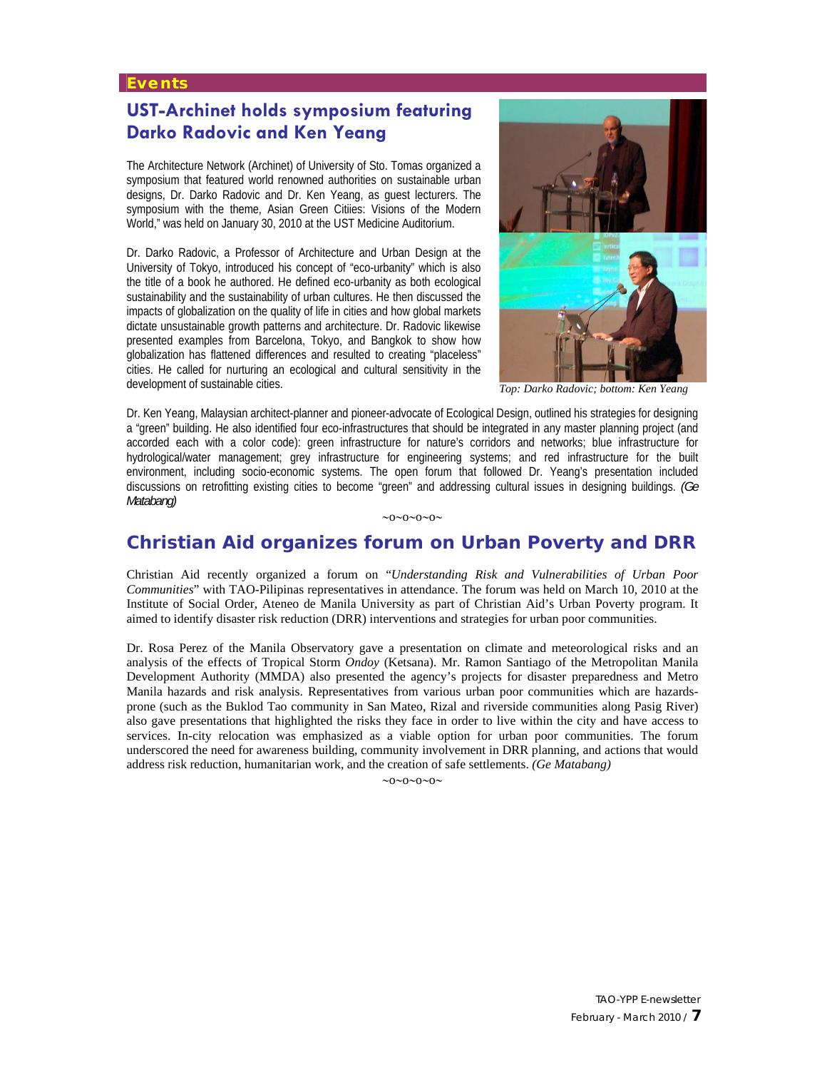## Events

## UST-Archinet holds symposium featuring Darko Radovic and Ken Yeang

The Architecture Network (Archinet) of University of Sto. Tomas organized a symposium that featured world renowned authorities on sustainable urban designs, Dr. Darko Radovic and Dr. Ken Yeang, as guest lecturers. The symposium with the theme, Asian Green Citiies: Visions of the Modern World," was held on January 30, 2010 at the UST Medicine Auditorium.

Dr. Darko Radovic, a Professor of Architecture and Urban Design at the University of Tokyo, introduced his concept of "eco-urbanity" which is also the title of a book he authored. He defined eco-urbanity as both ecological sustainability and the sustainability of urban cultures. He then discussed the impacts of globalization on the quality of life in cities and how global markets dictate unsustainable growth patterns and architecture. Dr. Radovic likewise presented examples from Barcelona, Tokyo, and Bangkok to show how globalization has flattened differences and resulted to creating "placeless" cities. He called for nurturing an ecological and cultural sensitivity in the development of sustainable cities.

*Top: Darko Radovic; bottom: Ken Yeang*

Dr. Ken Yeang, Malaysian architect-planner and pioneer-advocate of Ecological Design, outlined his strategies for designing a "green" building. He also identified four eco-infrastructures that should be integrated in any master planning project (and accorded each with a color code): green infrastructure for nature's corridors and networks; blue infrastructure for hydrological/water management; grey infrastructure for engineering systems; and red infrastructure for the built environment, including socio-economic systems. The open forum that followed Dr. Yeang's presentation included discussions on retrofitting existing cities to become "green" and addressing cultural issues in designing buildings. *(Ge Matabang)*

~o~o~o~o~

## Christian Aid organizes forum on Urban Poverty and DRR

Christian Aid recently organized a forum on "*Understanding Risk and Vulnerabilities of Urban Poor Communities*" with TAO-Pilipinas representatives in attendance. The forum was held on March 10, 2010 at the Institute of Social Order, Ateneo de Manila University as part of Christian Aid's Urban Poverty program. It aimed to identify disaster risk reduction (DRR) interventions and strategies for urban poor communities.

Dr. Rosa Perez of the Manila Observatory gave a presentation on climate and meteorological risks and an analysis of the effects of Tropical Storm *Ondoy* (Ketsana). Mr. Ramon Santiago of the Metropolitan Manila Development Authority (MMDA) also presented the agency's projects for disaster preparedness and Metro Manila hazards and risk analysis. Representatives from various urban poor communities which are hazards-prone (such as the Buklod Tao community in San Mateo, Rizal and riverside communities along Pasig River) also gave presentations that highlighted the risks they face in order to live within the city and have access to services. In-city relocation was emphasized as a viable option for urban poor communities. The forum underscored the need for awareness building, community involvement in DRR planning, and actions that would address risk reduction, humanitarian work, and the creation of safe settlements. *(Ge Matabang)*

~o~o~o~o~